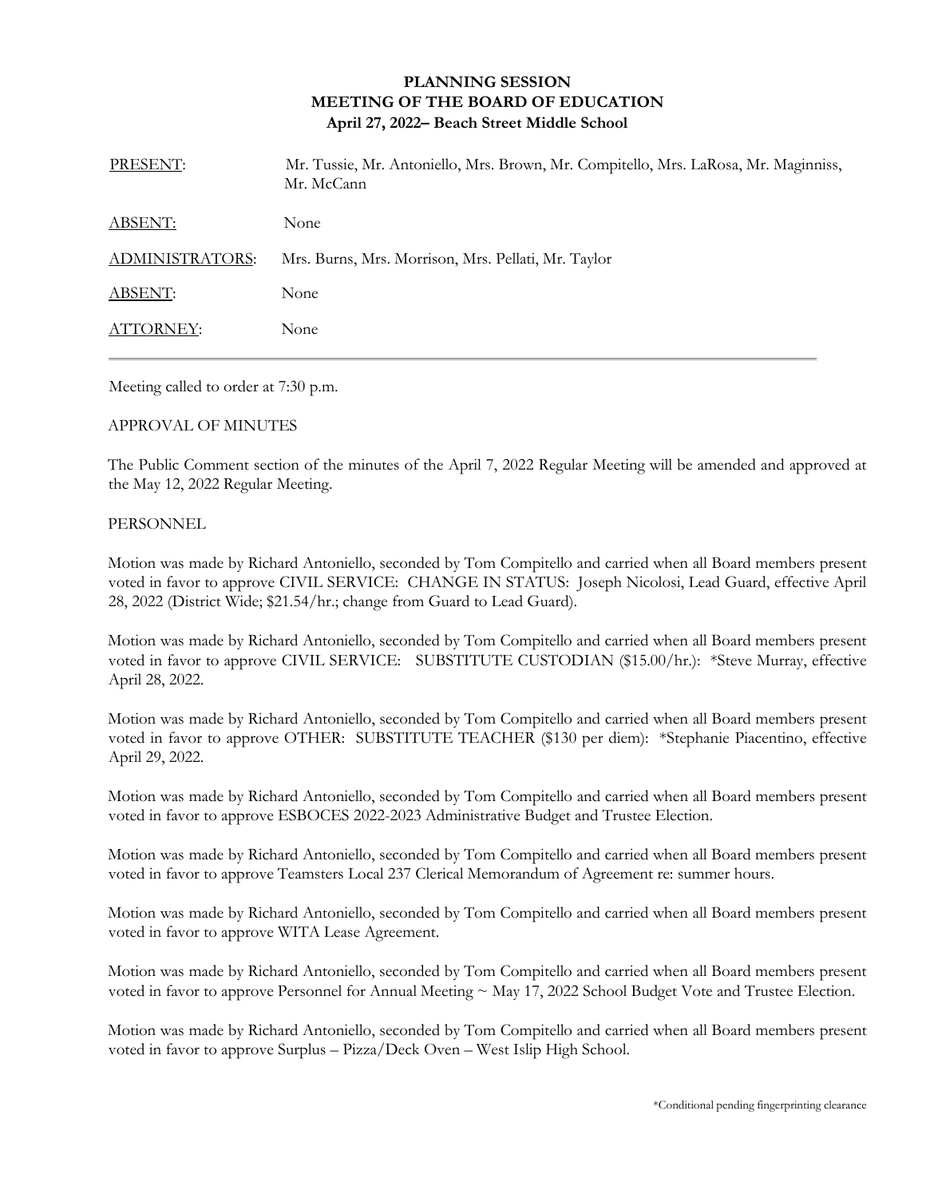# PLANNING SESSION
## MEETING OF THE BOARD OF EDUCATION
### April 27, 2022– Beach Street Middle School

| | |
|---|---|
| PRESENT: | Mr. Tussie, Mr. Antoniello, Mrs. Brown, Mr. Compitello, Mrs. LaRosa, Mr. Maginniss, Mr. McCann |
| ABSENT: | None |
| ADMINISTRATORS: | Mrs. Burns, Mrs. Morrison, Mrs. Pellati, Mr. Taylor |
| ABSENT: | None |
| ATTORNEY: | None |

Meeting called to order at 7:30 p.m.

APPROVAL OF MINUTES

The Public Comment section of the minutes of the April 7, 2022 Regular Meeting will be amended and approved at the May 12, 2022 Regular Meeting.

PERSONNEL

Motion was made by Richard Antoniello, seconded by Tom Compitello and carried when all Board members present voted in favor to approve CIVIL SERVICE: CHANGE IN STATUS: Joseph Nicolosi, Lead Guard, effective April 28, 2022 (District Wide; $21.54/hr.; change from Guard to Lead Guard).

Motion was made by Richard Antoniello, seconded by Tom Compitello and carried when all Board members present voted in favor to approve CIVIL SERVICE: SUBSTITUTE CUSTODIAN ($15.00/hr.): *Steve Murray, effective April 28, 2022.

Motion was made by Richard Antoniello, seconded by Tom Compitello and carried when all Board members present voted in favor to approve OTHER: SUBSTITUTE TEACHER ($130 per diem): *Stephanie Piacentino, effective April 29, 2022.

Motion was made by Richard Antoniello, seconded by Tom Compitello and carried when all Board members present voted in favor to approve ESBOCES 2022-2023 Administrative Budget and Trustee Election.

Motion was made by Richard Antoniello, seconded by Tom Compitello and carried when all Board members present voted in favor to approve Teamsters Local 237 Clerical Memorandum of Agreement re: summer hours.

Motion was made by Richard Antoniello, seconded by Tom Compitello and carried when all Board members present voted in favor to approve WITA Lease Agreement.

Motion was made by Richard Antoniello, seconded by Tom Compitello and carried when all Board members present voted in favor to approve Personnel for Annual Meeting ~ May 17, 2022 School Budget Vote and Trustee Election.

Motion was made by Richard Antoniello, seconded by Tom Compitello and carried when all Board members present voted in favor to approve Surplus – Pizza/Deck Oven – West Islip High School.

*Conditional pending fingerprinting clearance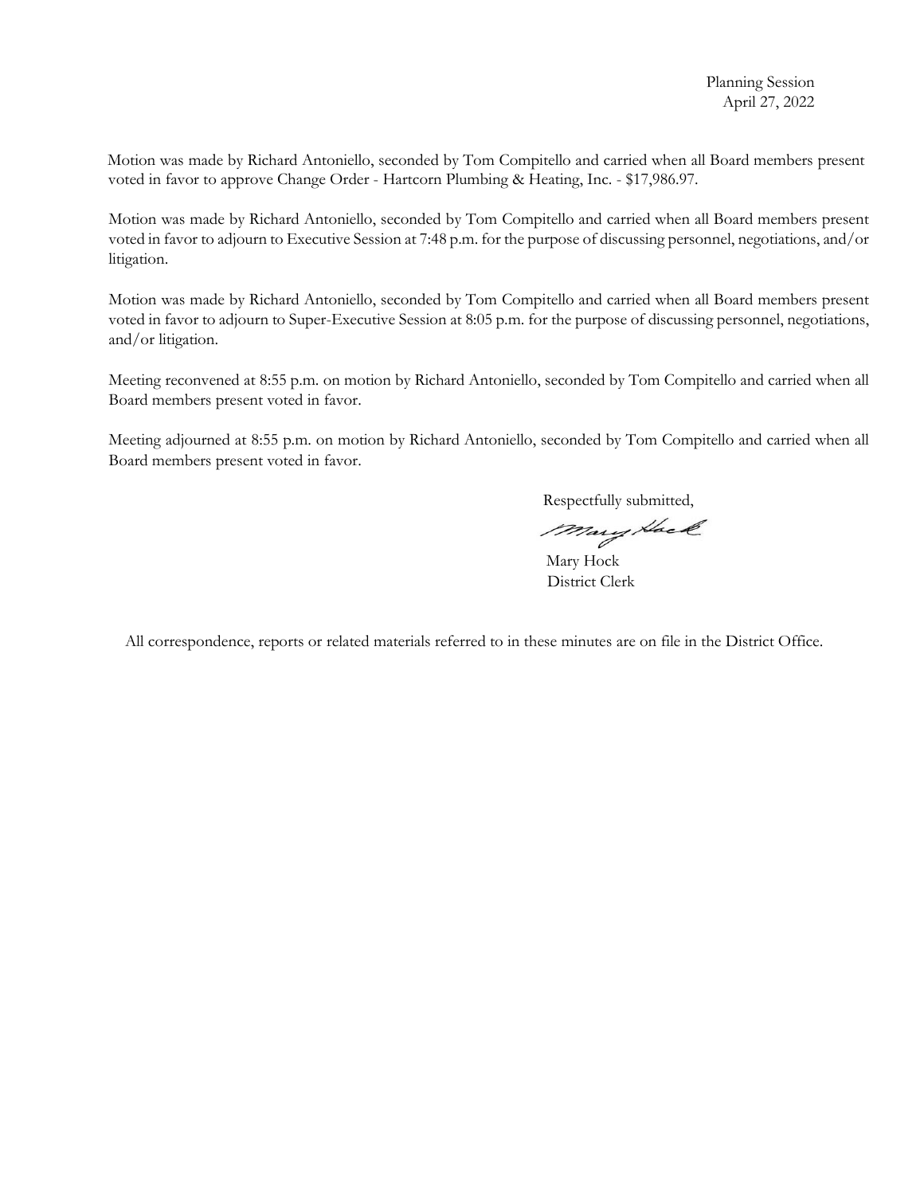Motion was made by Richard Antoniello, seconded by Tom Compitello and carried when all Board members present voted in favor to approve Change Order - Hartcorn Plumbing & Heating, Inc. - $17,986.97.

Motion was made by Richard Antoniello, seconded by Tom Compitello and carried when all Board members present voted in favor to adjourn to Executive Session at 7:48 p.m. for the purpose of discussing personnel, negotiations, and/or litigation.

Motion was made by Richard Antoniello, seconded by Tom Compitello and carried when all Board members present voted in favor to adjourn to Super-Executive Session at 8:05 p.m. for the purpose of discussing personnel, negotiations, and/or litigation.

Meeting reconvened at 8:55 p.m. on motion by Richard Antoniello, seconded by Tom Compitello and carried when all Board members present voted in favor.

Meeting adjourned at 8:55 p.m. on motion by Richard Antoniello, seconded by Tom Compitello and carried when all Board members present voted in favor.

Respectfully submitted,

Mary Hock
District Clerk

All correspondence, reports or related materials referred to in these minutes are on file in the District Office.